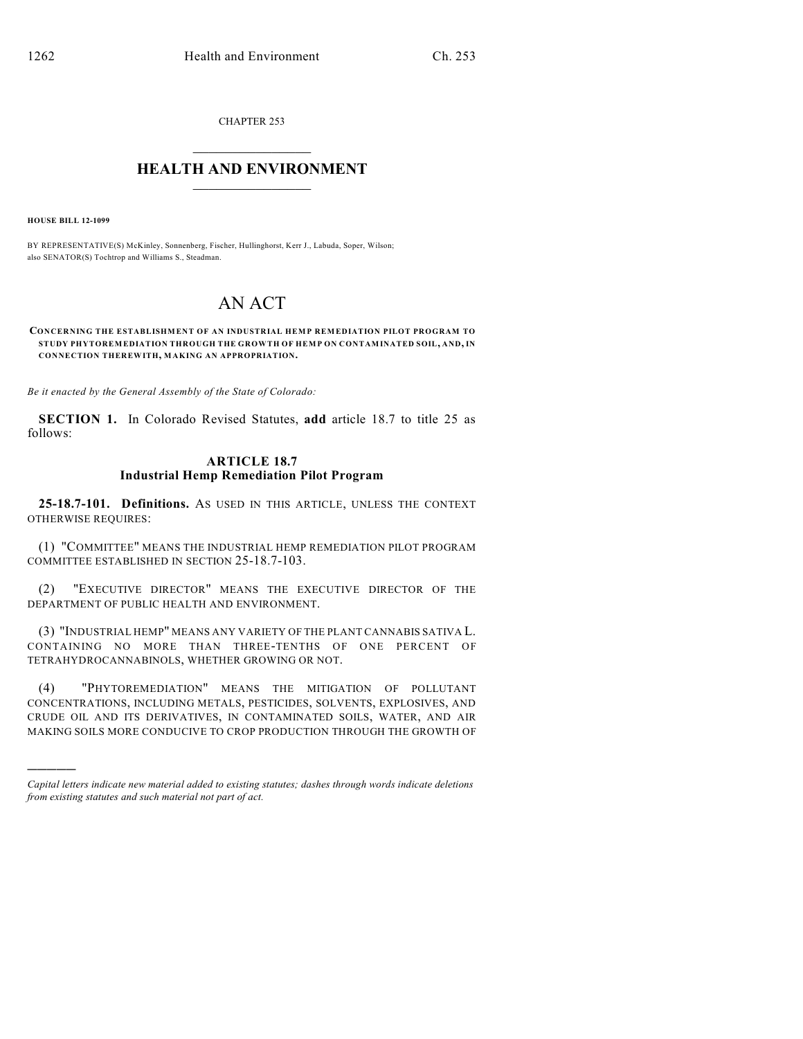CHAPTER 253

# HEALTH AND ENVIRONMENT

**HOUSE BILL 12-1099**

BY REPRESENTATIVE(S) McKinley, Sonnenberg, Fischer, Hullinghorst, Kerr J., Labuda, Soper, Wilson; also SENATOR(S) Tochtrop and Williams S., Steadman.

# AN ACT

**CONCERNING THE ESTABLISHMENT OF AN INDUSTRIAL HEMP REMEDIATION PILOT PROGRAM TO STUDY PHYTOREMEDIATION THROUGH THE GROWTH OF HEMP ON CONTAMINATED SOIL, AND, IN CONNECTION THEREWITH, MAKING AN APPROPRIATION.**

*Be it enacted by the General Assembly of the State of Colorado:*

**SECTION 1.** In Colorado Revised Statutes, **add** article 18.7 to title 25 as follows:

## ARTICLE 18.7
## Industrial Hemp Remediation Pilot Program

**25-18.7-101. Definitions.** AS USED IN THIS ARTICLE, UNLESS THE CONTEXT OTHERWISE REQUIRES:

(1) "COMMITTEE" MEANS THE INDUSTRIAL HEMP REMEDIATION PILOT PROGRAM COMMITTEE ESTABLISHED IN SECTION 25-18.7-103.

(2) "EXECUTIVE DIRECTOR" MEANS THE EXECUTIVE DIRECTOR OF THE DEPARTMENT OF PUBLIC HEALTH AND ENVIRONMENT.

(3) "INDUSTRIAL HEMP" MEANS ANY VARIETY OF THE PLANT CANNABIS SATIVA L. CONTAINING NO MORE THAN THREE-TENTHS OF ONE PERCENT OF TETRAHYDROCANNABINOLS, WHETHER GROWING OR NOT.

(4) "PHYTOREMEDIATION" MEANS THE MITIGATION OF POLLUTANT CONCENTRATIONS, INCLUDING METALS, PESTICIDES, SOLVENTS, EXPLOSIVES, AND CRUDE OIL AND ITS DERIVATIVES, IN CONTAMINATED SOILS, WATER, AND AIR MAKING SOILS MORE CONDUCIVE TO CROP PRODUCTION THROUGH THE GROWTH OF

---

*Capital letters indicate new material added to existing statutes; dashes through words indicate deletions from existing statutes and such material not part of act.*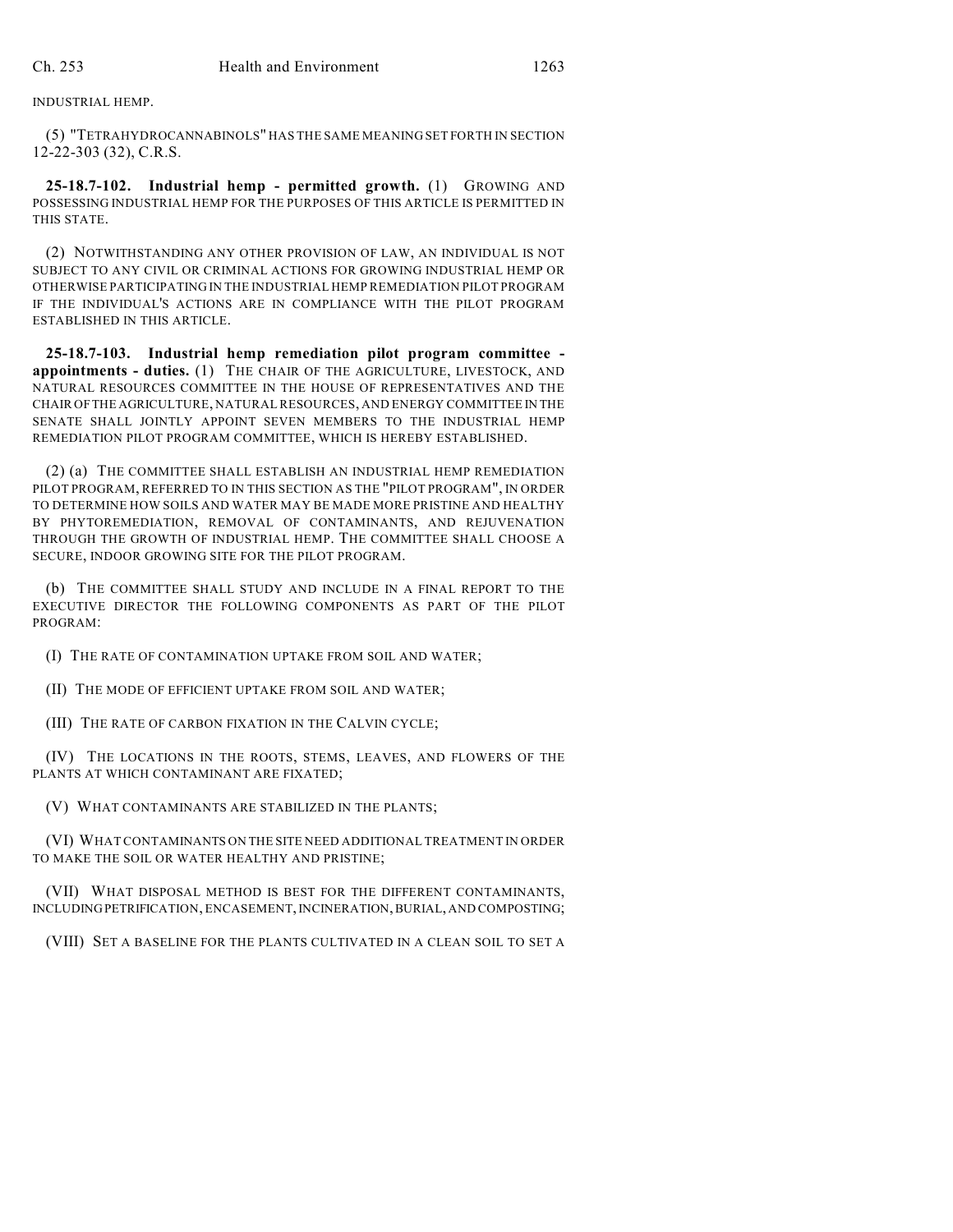INDUSTRIAL HEMP.

(5) "TETRAHYDROCANNABINOLS" HAS THE SAME MEANING SET FORTH IN SECTION 12-22-303 (32), C.R.S.

**25-18.7-102. Industrial hemp - permitted growth.** (1) GROWING AND POSSESSING INDUSTRIAL HEMP FOR THE PURPOSES OF THIS ARTICLE IS PERMITTED IN THIS STATE.

(2) NOTWITHSTANDING ANY OTHER PROVISION OF LAW, AN INDIVIDUAL IS NOT SUBJECT TO ANY CIVIL OR CRIMINAL ACTIONS FOR GROWING INDUSTRIAL HEMP OR OTHERWISE PARTICIPATING IN THE INDUSTRIAL HEMP REMEDIATION PILOT PROGRAM IF THE INDIVIDUAL'S ACTIONS ARE IN COMPLIANCE WITH THE PILOT PROGRAM ESTABLISHED IN THIS ARTICLE.

**25-18.7-103. Industrial hemp remediation pilot program committee - appointments - duties.** (1) THE CHAIR OF THE AGRICULTURE, LIVESTOCK, AND NATURAL RESOURCES COMMITTEE IN THE HOUSE OF REPRESENTATIVES AND THE CHAIR OF THE AGRICULTURE, NATURAL RESOURCES, AND ENERGY COMMITTEE IN THE SENATE SHALL JOINTLY APPOINT SEVEN MEMBERS TO THE INDUSTRIAL HEMP REMEDIATION PILOT PROGRAM COMMITTEE, WHICH IS HEREBY ESTABLISHED.

(2) (a) THE COMMITTEE SHALL ESTABLISH AN INDUSTRIAL HEMP REMEDIATION PILOT PROGRAM, REFERRED TO IN THIS SECTION AS THE "PILOT PROGRAM", IN ORDER TO DETERMINE HOW SOILS AND WATER MAY BE MADE MORE PRISTINE AND HEALTHY BY PHYTOREMEDIATION, REMOVAL OF CONTAMINANTS, AND REJUVENATION THROUGH THE GROWTH OF INDUSTRIAL HEMP. THE COMMITTEE SHALL CHOOSE A SECURE, INDOOR GROWING SITE FOR THE PILOT PROGRAM.

(b) THE COMMITTEE SHALL STUDY AND INCLUDE IN A FINAL REPORT TO THE EXECUTIVE DIRECTOR THE FOLLOWING COMPONENTS AS PART OF THE PILOT PROGRAM:

(I) THE RATE OF CONTAMINATION UPTAKE FROM SOIL AND WATER;

(II) THE MODE OF EFFICIENT UPTAKE FROM SOIL AND WATER;

(III) THE RATE OF CARBON FIXATION IN THE CALVIN CYCLE;

(IV) THE LOCATIONS IN THE ROOTS, STEMS, LEAVES, AND FLOWERS OF THE PLANTS AT WHICH CONTAMINANT ARE FIXATED;

(V) WHAT CONTAMINANTS ARE STABILIZED IN THE PLANTS;

(VI) WHAT CONTAMINANTS ON THE SITE NEED ADDITIONAL TREATMENT IN ORDER TO MAKE THE SOIL OR WATER HEALTHY AND PRISTINE;

(VII) WHAT DISPOSAL METHOD IS BEST FOR THE DIFFERENT CONTAMINANTS, INCLUDING PETRIFICATION, ENCASEMENT, INCINERATION, BURIAL, AND COMPOSTING;

(VIII) SET A BASELINE FOR THE PLANTS CULTIVATED IN A CLEAN SOIL TO SET A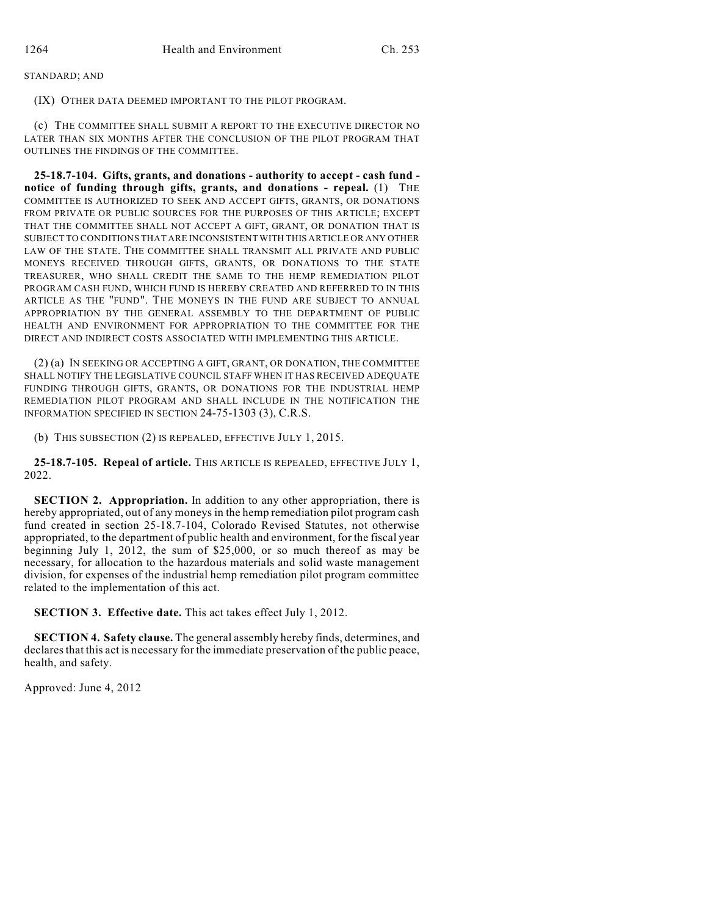STANDARD; AND

(IX) OTHER DATA DEEMED IMPORTANT TO THE PILOT PROGRAM.

(c) THE COMMITTEE SHALL SUBMIT A REPORT TO THE EXECUTIVE DIRECTOR NO LATER THAN SIX MONTHS AFTER THE CONCLUSION OF THE PILOT PROGRAM THAT OUTLINES THE FINDINGS OF THE COMMITTEE.

**25-18.7-104. Gifts, grants, and donations - authority to accept - cash fund - notice of funding through gifts, grants, and donations - repeal.** (1) THE COMMITTEE IS AUTHORIZED TO SEEK AND ACCEPT GIFTS, GRANTS, OR DONATIONS FROM PRIVATE OR PUBLIC SOURCES FOR THE PURPOSES OF THIS ARTICLE; EXCEPT THAT THE COMMITTEE SHALL NOT ACCEPT A GIFT, GRANT, OR DONATION THAT IS SUBJECT TO CONDITIONS THAT ARE INCONSISTENT WITH THIS ARTICLE OR ANY OTHER LAW OF THE STATE. THE COMMITTEE SHALL TRANSMIT ALL PRIVATE AND PUBLIC MONEYS RECEIVED THROUGH GIFTS, GRANTS, OR DONATIONS TO THE STATE TREASURER, WHO SHALL CREDIT THE SAME TO THE HEMP REMEDIATION PILOT PROGRAM CASH FUND, WHICH FUND IS HEREBY CREATED AND REFERRED TO IN THIS ARTICLE AS THE "FUND". THE MONEYS IN THE FUND ARE SUBJECT TO ANNUAL APPROPRIATION BY THE GENERAL ASSEMBLY TO THE DEPARTMENT OF PUBLIC HEALTH AND ENVIRONMENT FOR APPROPRIATION TO THE COMMITTEE FOR THE DIRECT AND INDIRECT COSTS ASSOCIATED WITH IMPLEMENTING THIS ARTICLE.

(2) (a) IN SEEKING OR ACCEPTING A GIFT, GRANT, OR DONATION, THE COMMITTEE SHALL NOTIFY THE LEGISLATIVE COUNCIL STAFF WHEN IT HAS RECEIVED ADEQUATE FUNDING THROUGH GIFTS, GRANTS, OR DONATIONS FOR THE INDUSTRIAL HEMP REMEDIATION PILOT PROGRAM AND SHALL INCLUDE IN THE NOTIFICATION THE INFORMATION SPECIFIED IN SECTION 24-75-1303 (3), C.R.S.

(b) THIS SUBSECTION (2) IS REPEALED, EFFECTIVE JULY 1, 2015.

**25-18.7-105. Repeal of article.** THIS ARTICLE IS REPEALED, EFFECTIVE JULY 1, 2022.

**SECTION 2. Appropriation.** In addition to any other appropriation, there is hereby appropriated, out of any moneys in the hemp remediation pilot program cash fund created in section 25-18.7-104, Colorado Revised Statutes, not otherwise appropriated, to the department of public health and environment, for the fiscal year beginning July 1, 2012, the sum of $25,000, or so much thereof as may be necessary, for allocation to the hazardous materials and solid waste management division, for expenses of the industrial hemp remediation pilot program committee related to the implementation of this act.

**SECTION 3. Effective date.** This act takes effect July 1, 2012.

**SECTION 4. Safety clause.** The general assembly hereby finds, determines, and declares that this act is necessary for the immediate preservation of the public peace, health, and safety.

Approved: June 4, 2012